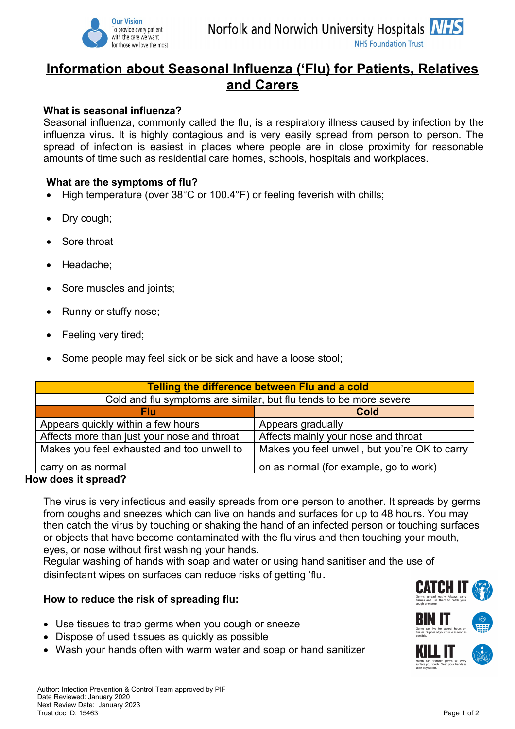# Information about Seasonal Influenza ('Flu) for Patients, Relatives and Carers

**What is seasonal influenza?**

Seasonal influenza, commonly called the flu, is a respiratory illness caused by infection by the influenza virus**.** It is highly contagious and is very easily spread from person to person. The spread of infection is easiest in places where people are in close proximity for reasonable amounts of time such as residential care homes, schools, hospitals and workplaces.

**What are the symptoms of flu?**

- High temperature (over 38°C or 100.4°F) or feeling feverish with chills;
- Dry cough;
- Sore throat
- Headache;
- Sore muscles and joints;
- Runny or stuffy nose;
- Feeling very tired;
- Some people may feel sick or be sick and have a loose stool;

| **Telling the difference between Flu and a cold** | |
|---|---|
| Cold and flu symptoms are similar, but flu tends to be more severe | |
| **Flu** | **Cold** |
| Appears quickly within a few hours | Appears gradually |
| Affects more than just your nose and throat | Affects mainly your nose and throat |
| Makes you feel exhausted and too unwell to carry on as normal | Makes you feel unwell, but you're OK to carry on as normal (for example, go to work) |

**How does it spread?**

The virus is very infectious and easily spreads from one person to another. It spreads by germs from coughs and sneezes which can live on hands and surfaces for up to 48 hours. You may then catch the virus by touching or shaking the hand of an infected person or touching surfaces or objects that have become contaminated with the flu virus and then touching your mouth, eyes, or nose without first washing your hands.

Regular washing of hands with soap and water or using hand sanitiser and the use of disinfectant wipes on surfaces can reduce risks of getting 'flu.

**How to reduce the risk of spreading flu:**

- Use tissues to trap germs when you cough or sneeze
- Dispose of used tissues as quickly as possible
- Wash your hands often with warm water and soap or hand sanitizer

**CATCH IT** Germs spread easily. Always carry tissues and use them to catch your cough or sneeze.

**BIN IT** Germs can live for several hours on tissues. Dispose of your tissue as soon as possible.

**KILL IT** Hands can transfer germs to every surface you touch. Clean your hands as soon as you can.

Author: Infection Prevention & Control Team approved by PIF
Date Reviewed: January 2020
Next Review Date: January 2023
Trust doc ID: 15463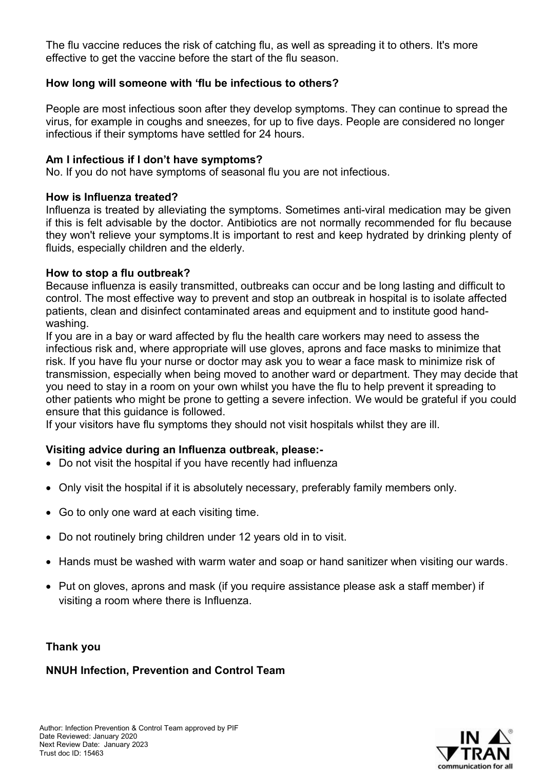The flu vaccine reduces the risk of catching flu, as well as spreading it to others. It's more effective to get the vaccine before the start of the flu season.

**How long will someone with 'flu be infectious to others?**

People are most infectious soon after they develop symptoms. They can continue to spread the virus, for example in coughs and sneezes, for up to five days. People are considered no longer infectious if their symptoms have settled for 24 hours.

**Am I infectious if I don't have symptoms?**

No. If you do not have symptoms of seasonal flu you are not infectious.

**How is Influenza treated?**

Influenza is treated by alleviating the symptoms. Sometimes anti-viral medication may be given if this is felt advisable by the doctor. Antibiotics are not normally recommended for flu because they won't relieve your symptoms.It is important to rest and keep hydrated by drinking plenty of fluids, especially children and the elderly.

**How to stop a flu outbreak?**

Because influenza is easily transmitted, outbreaks can occur and be long lasting and difficult to control. The most effective way to prevent and stop an outbreak in hospital is to isolate affected patients, clean and disinfect contaminated areas and equipment and to institute good hand-washing.

If you are in a bay or ward affected by flu the health care workers may need to assess the infectious risk and, where appropriate will use gloves, aprons and face masks to minimize that risk. If you have flu your nurse or doctor may ask you to wear a face mask to minimize risk of transmission, especially when being moved to another ward or department. They may decide that you need to stay in a room on your own whilst you have the flu to help prevent it spreading to other patients who might be prone to getting a severe infection. We would be grateful if you could ensure that this guidance is followed.

If your visitors have flu symptoms they should not visit hospitals whilst they are ill.

**Visiting advice during an Influenza outbreak, please:-**

- Do not visit the hospital if you have recently had influenza
- Only visit the hospital if it is absolutely necessary, preferably family members only.
- Go to only one ward at each visiting time.
- Do not routinely bring children under 12 years old in to visit.
- Hands must be washed with warm water and soap or hand sanitizer when visiting our wards.
- Put on gloves, aprons and mask (if you require assistance please ask a staff member) if visiting a room where there is Influenza.

**Thank you**

**NNUH Infection, Prevention and Control Team**

Author: Infection Prevention & Control Team approved by PIF
Date Reviewed: January 2020
Next Review Date: January 2023
Trust doc ID: 15463